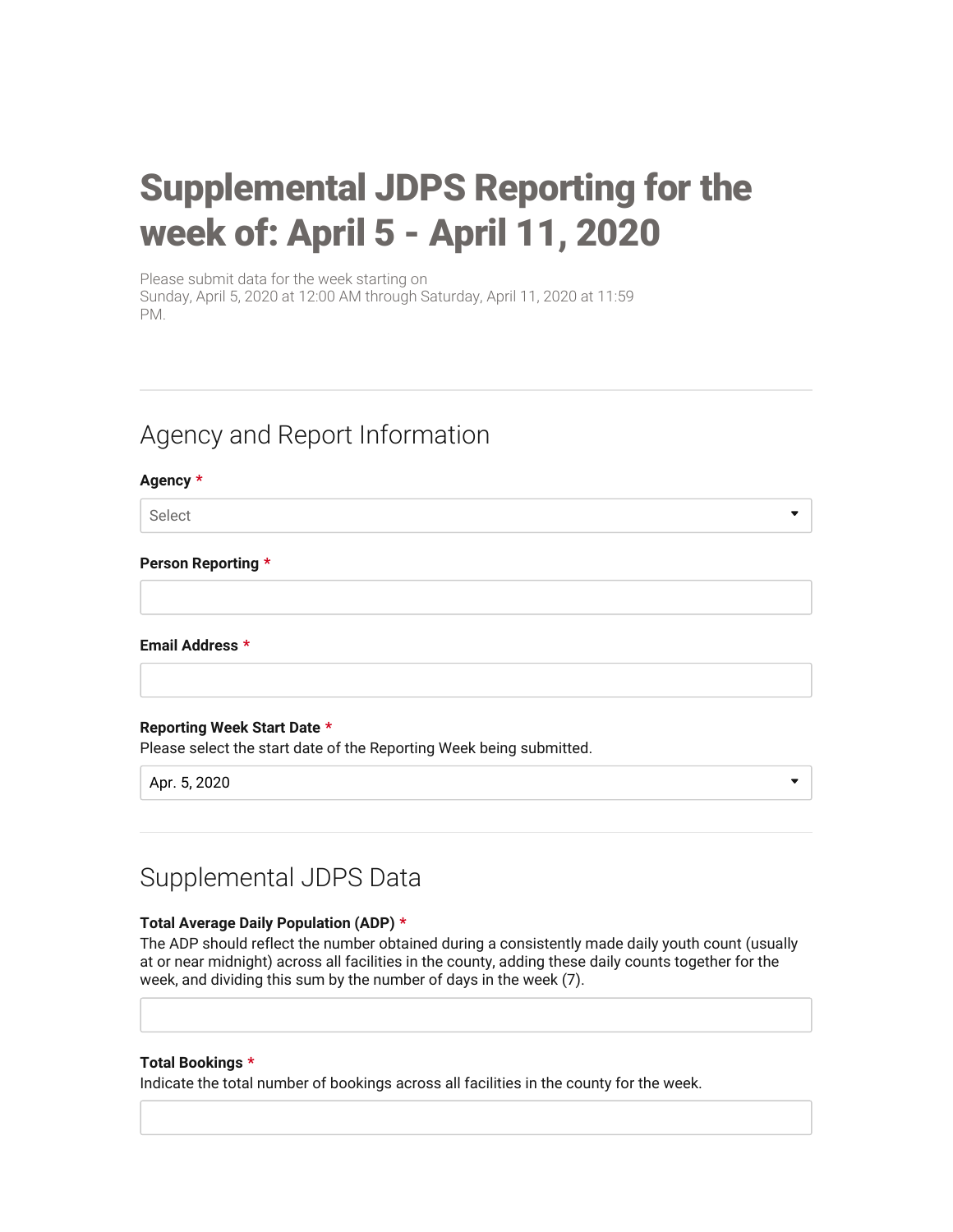# Supplemental JDPS Reporting for the week of: April 5 - April 11, 2020

Please submit data for the week starting on Sunday, April 5, 2020 at 12:00 AM through Saturday, April 11, 2020 at 11:59 PM.

## Agency and Report Information

**Agency** *

Select

**Person Reporting** *

**Email Address** *

**Reporting Week Start Date** *

Please select the start date of the Reporting Week being submitted.

Apr. 5, 2020

## Supplemental JDPS Data

**Total Average Daily Population (ADP)** *

The ADP should reflect the number obtained during a consistently made daily youth count (usually at or near midnight) across all facilities in the county, adding these daily counts together for the week, and dividing this sum by the number of days in the week (7).

**Total Bookings** *

Indicate the total number of bookings across all facilities in the county for the week.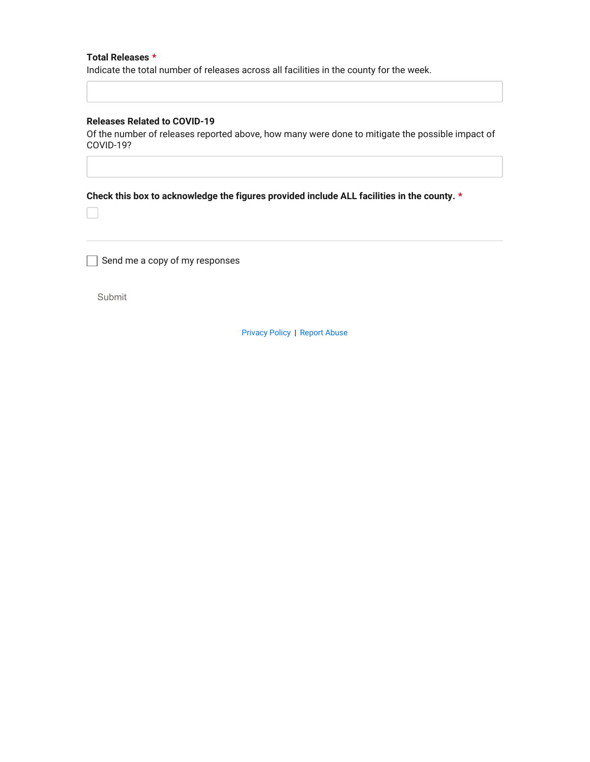**Total Releases** *

Indicate the total number of releases across all facilities in the county for the week.

**Releases Related to COVID-19**

Of the number of releases reported above, how many were done to mitigate the possible impact of COVID-19?

**Check this box to acknowledge the figures provided include ALL facilities in the county.** *

☐

---

☐ Send me a copy of my responses

Submit

Privacy Policy | Report Abuse